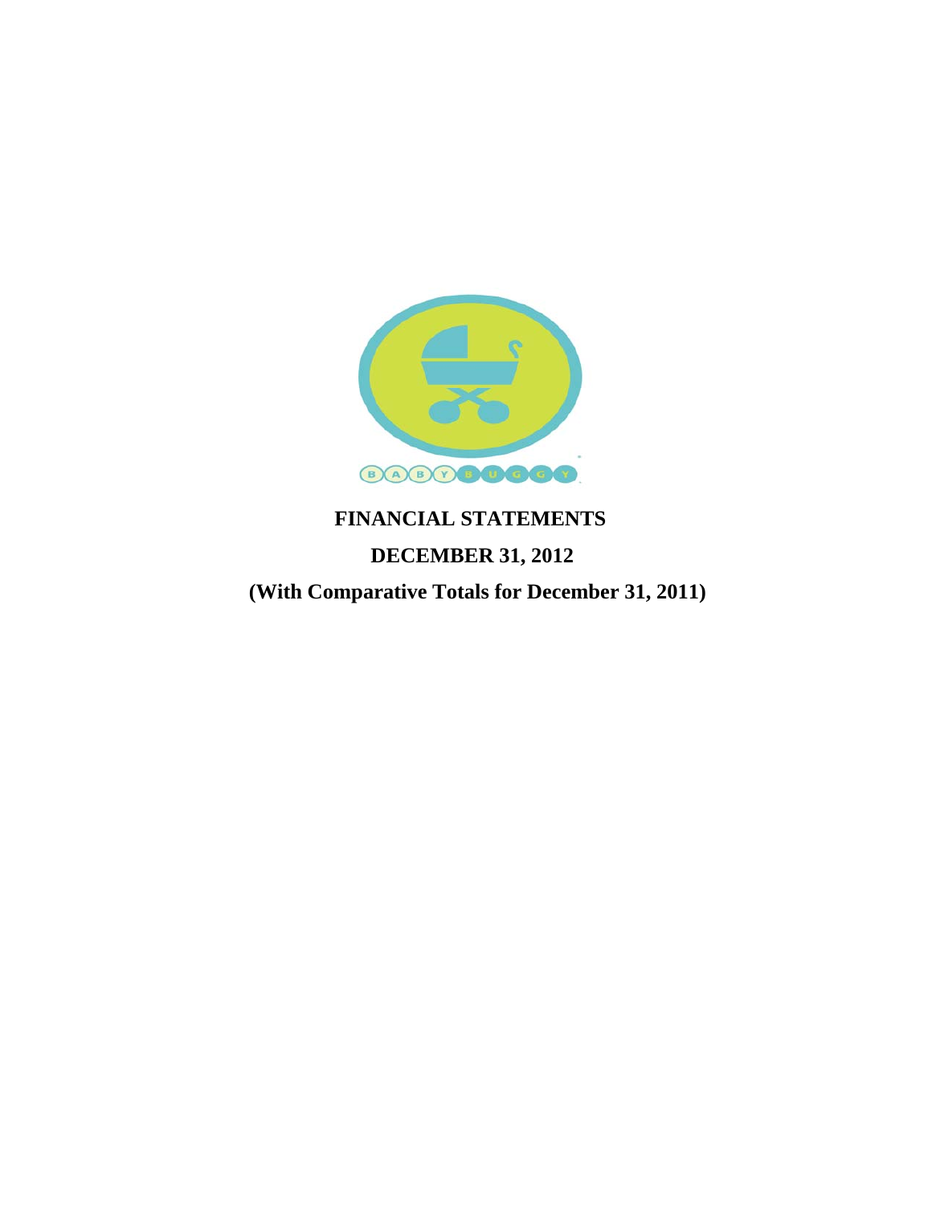BABY BUGGY

# FINANCIAL STATEMENTS

## DECEMBER 31, 2012

## (With Comparative Totals for December 31, 2011)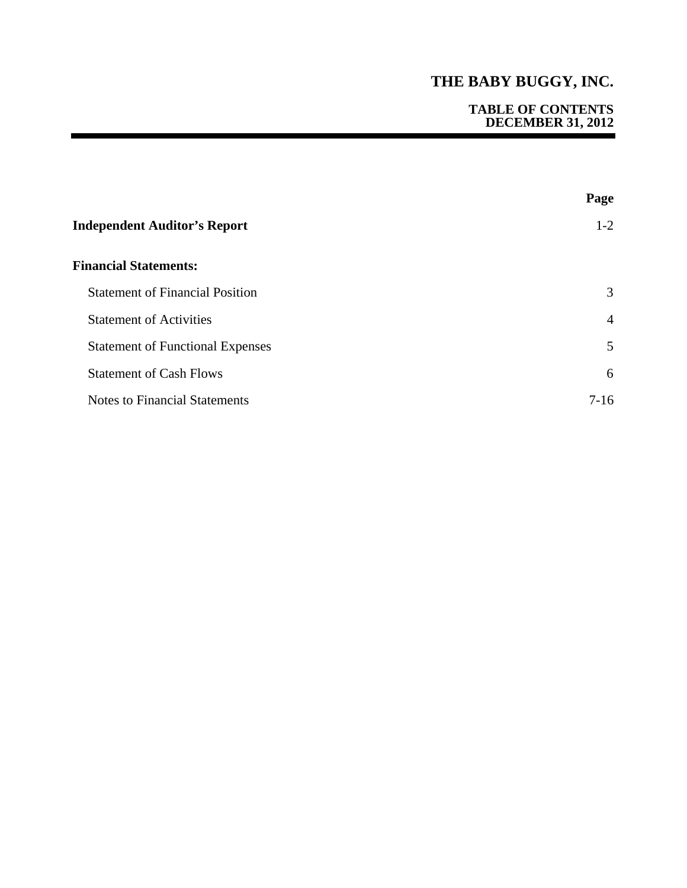# THE BABY BUGGY, INC.

## TABLE OF CONTENTS
## DECEMBER 31, 2012

| | Page |
|---|---|
| **Independent Auditor's Report** | 1-2 |
| **Financial Statements:** | |
| Statement of Financial Position | 3 |
| Statement of Activities | 4 |
| Statement of Functional Expenses | 5 |
| Statement of Cash Flows | 6 |
| Notes to Financial Statements | 7-16 |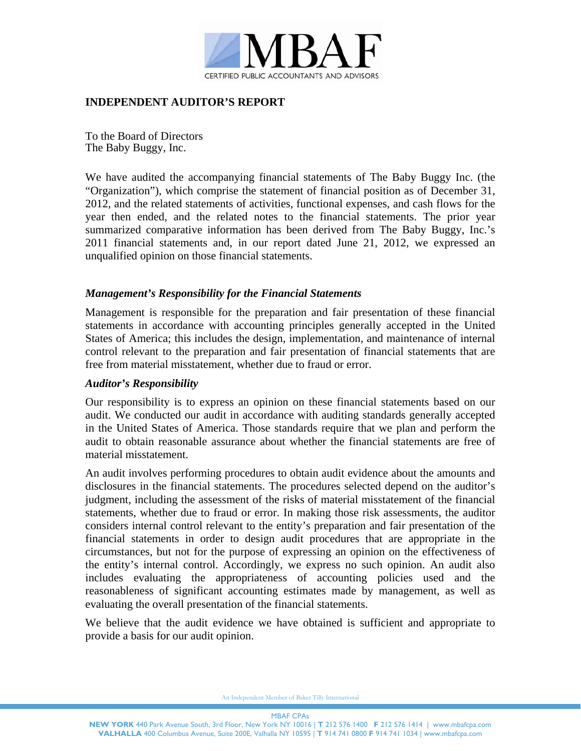# INDEPENDENT AUDITOR'S REPORT

To the Board of Directors
The Baby Buggy, Inc.

We have audited the accompanying financial statements of The Baby Buggy Inc. (the "Organization"), which comprise the statement of financial position as of December 31, 2012, and the related statements of activities, functional expenses, and cash flows for the year then ended, and the related notes to the financial statements. The prior year summarized comparative information has been derived from The Baby Buggy, Inc.'s 2011 financial statements and, in our report dated June 21, 2012, we expressed an unqualified opinion on those financial statements.

### *Management's Responsibility for the Financial Statements*

Management is responsible for the preparation and fair presentation of these financial statements in accordance with accounting principles generally accepted in the United States of America; this includes the design, implementation, and maintenance of internal control relevant to the preparation and fair presentation of financial statements that are free from material misstatement, whether due to fraud or error.

### *Auditor's Responsibility*

Our responsibility is to express an opinion on these financial statements based on our audit. We conducted our audit in accordance with auditing standards generally accepted in the United States of America. Those standards require that we plan and perform the audit to obtain reasonable assurance about whether the financial statements are free of material misstatement.

An audit involves performing procedures to obtain audit evidence about the amounts and disclosures in the financial statements. The procedures selected depend on the auditor's judgment, including the assessment of the risks of material misstatement of the financial statements, whether due to fraud or error. In making those risk assessments, the auditor considers internal control relevant to the entity's preparation and fair presentation of the financial statements in order to design audit procedures that are appropriate in the circumstances, but not for the purpose of expressing an opinion on the effectiveness of the entity's internal control. Accordingly, we express no such opinion. An audit also includes evaluating the appropriateness of accounting policies used and the reasonableness of significant accounting estimates made by management, as well as evaluating the overall presentation of the financial statements.

We believe that the audit evidence we have obtained is sufficient and appropriate to provide a basis for our audit opinion.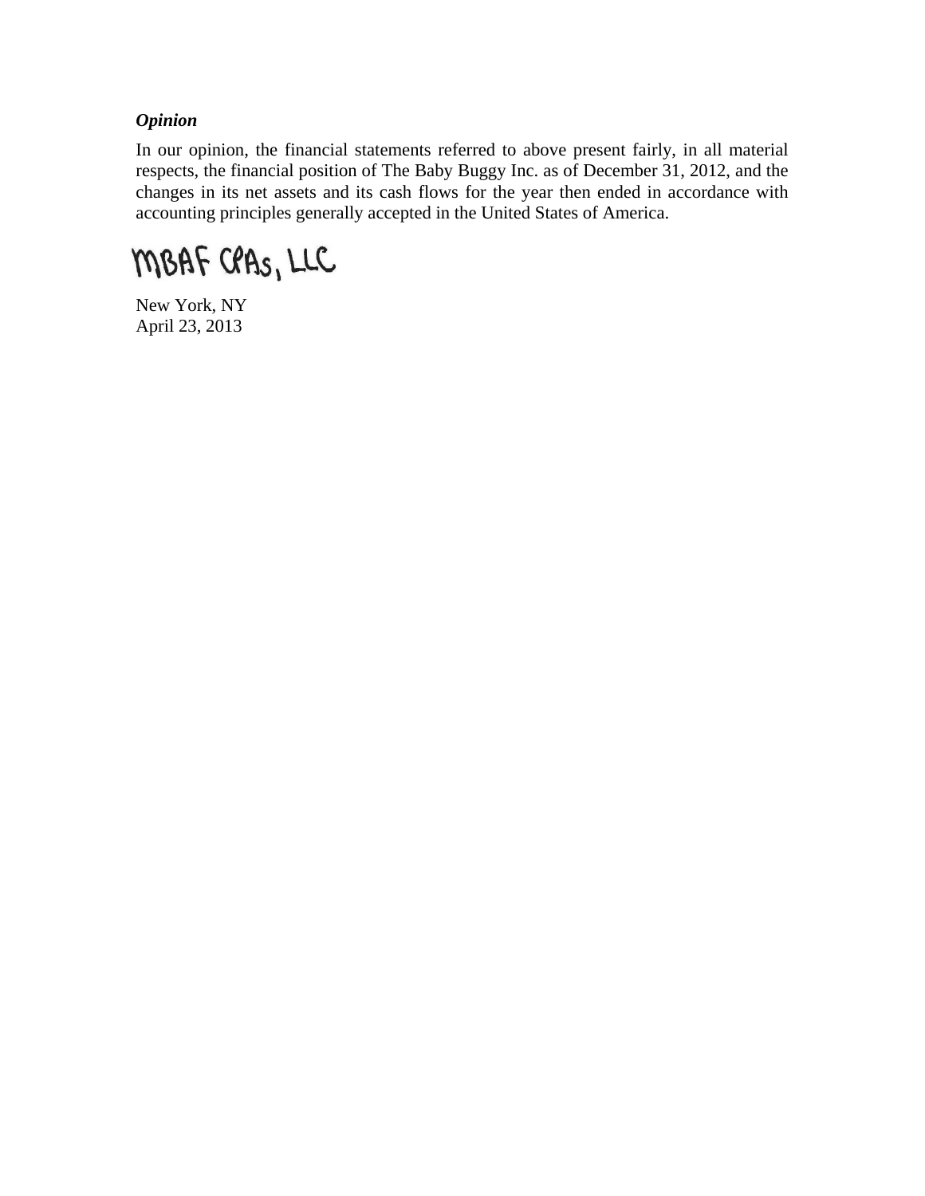***Opinion***

In our opinion, the financial statements referred to above present fairly, in all material respects, the financial position of The Baby Buggy Inc. as of December 31, 2012, and the changes in its net assets and its cash flows for the year then ended in accordance with accounting principles generally accepted in the United States of America.

MBAF CPAs, LLC

New York, NY
April 23, 2013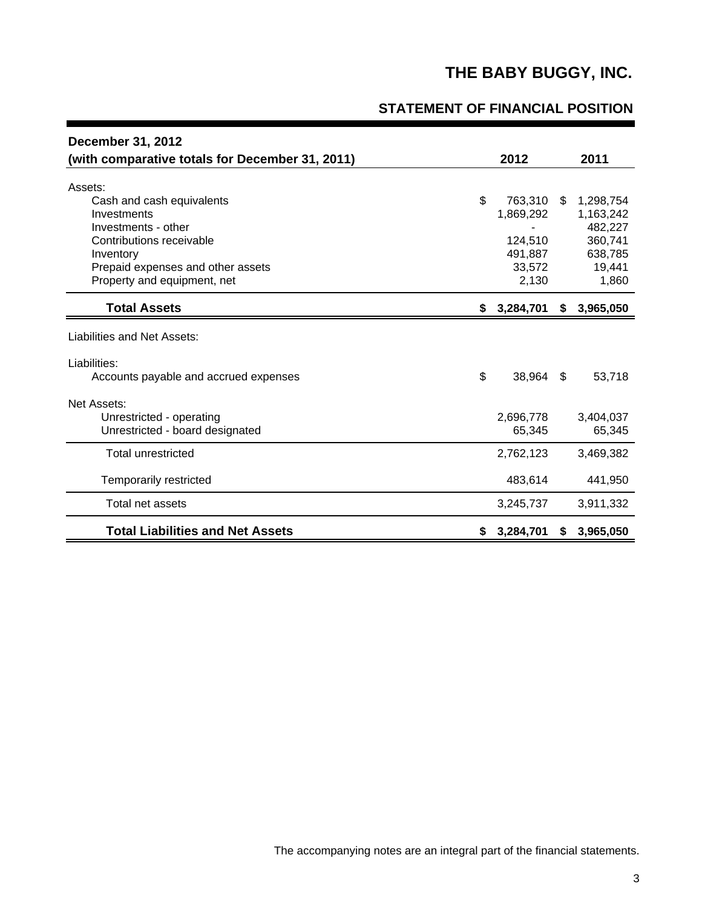# THE BABY BUGGY, INC.

## STATEMENT OF FINANCIAL POSITION

**December 31, 2012**
**(with comparative totals for December 31, 2011)**

| | 2012 | 2011 |
|---|---|---|
| Assets: | | |
| Cash and cash equivalents | $ 763,310 | $ 1,298,754 |
| Investments | 1,869,292 | 1,163,242 |
| Investments - other | - | 482,227 |
| Contributions receivable | 124,510 | 360,741 |
| Inventory | 491,887 | 638,785 |
| Prepaid expenses and other assets | 33,572 | 19,441 |
| Property and equipment, net | 2,130 | 1,860 |
| **Total Assets** | **$ 3,284,701** | **$ 3,965,050** |
| Liabilities and Net Assets: | | |
| Liabilities: | | |
| Accounts payable and accrued expenses | $ 38,964 | $ 53,718 |
| Net Assets: | | |
| Unrestricted - operating | 2,696,778 | 3,404,037 |
| Unrestricted - board designated | 65,345 | 65,345 |
| Total unrestricted | 2,762,123 | 3,469,382 |
| Temporarily restricted | 483,614 | 441,950 |
| Total net assets | 3,245,737 | 3,911,332 |
| **Total Liabilities and Net Assets** | **$ 3,284,701** | **$ 3,965,050** |

The accompanying notes are an integral part of the financial statements.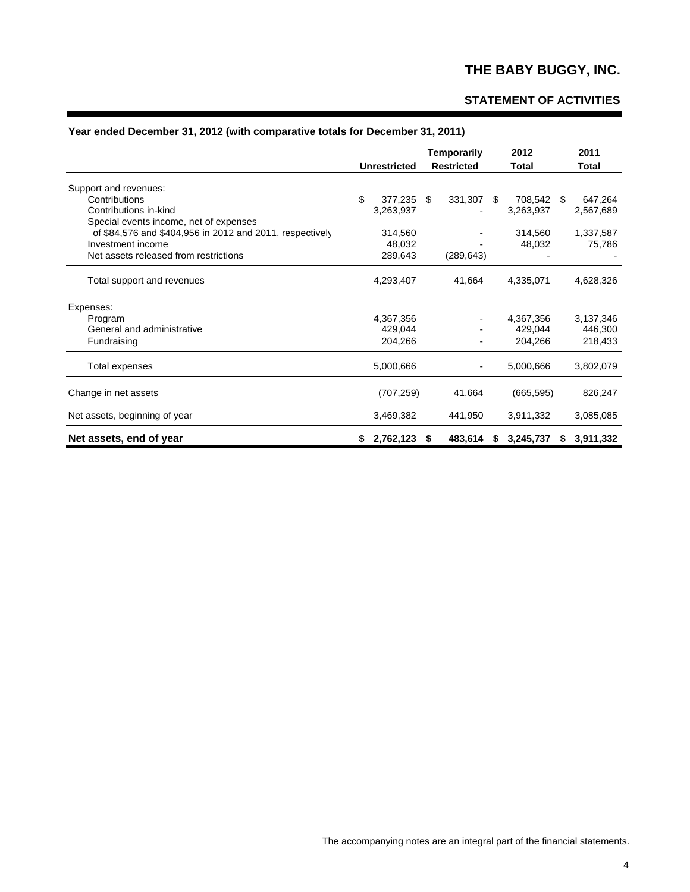# THE BABY BUGGY, INC.

## STATEMENT OF ACTIVITIES

**Year ended December 31, 2012 (with comparative totals for December 31, 2011)**

| | Unrestricted | Temporarily Restricted | 2012 Total | 2011 Total |
|---|---|---|---|---|
| Support and revenues: | | | | |
| Contributions | $ 377,235 | $ 331,307 | $ 708,542 | $ 647,264 |
| Contributions in-kind | 3,263,937 | - | 3,263,937 | 2,567,689 |
| Special events income, net of expenses of $84,576 and $404,956 in 2012 and 2011, respectively | 314,560 | - | 314,560 | 1,337,587 |
| Investment income | 48,032 | - | 48,032 | 75,786 |
| Net assets released from restrictions | 289,643 | (289,643) | - | - |
| Total support and revenues | 4,293,407 | 41,664 | 4,335,071 | 4,628,326 |
| Expenses: | | | | |
| Program | 4,367,356 | - | 4,367,356 | 3,137,346 |
| General and administrative | 429,044 | - | 429,044 | 446,300 |
| Fundraising | 204,266 | - | 204,266 | 218,433 |
| Total expenses | 5,000,666 | - | 5,000,666 | 3,802,079 |
| Change in net assets | (707,259) | 41,664 | (665,595) | 826,247 |
| Net assets, beginning of year | 3,469,382 | 441,950 | 3,911,332 | 3,085,085 |
| **Net assets, end of year** | **$ 2,762,123** | **$ 483,614** | **$ 3,245,737** | **$ 3,911,332** |

The accompanying notes are an integral part of the financial statements.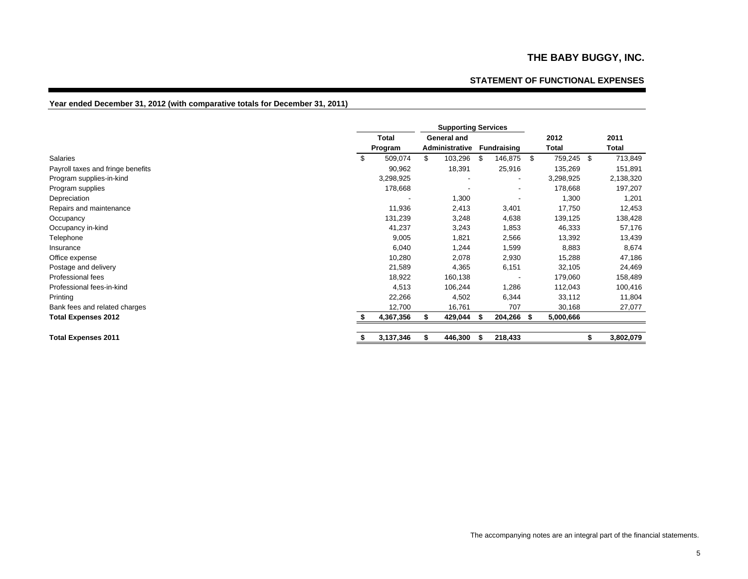# THE BABY BUGGY, INC.

## STATEMENT OF FUNCTIONAL EXPENSES

**Year ended December 31, 2012 (with comparative totals for December 31, 2011)**

| | Total | Supporting Services | | 2012 | 2011 |
|---|---|---|---|---|---|
| | Program | General and Administrative | Fundraising | Total | Total |
| Salaries | $ 509,074 | $ 103,296 | $ 146,875 | $ 759,245 | $ 713,849 |
| Payroll taxes and fringe benefits | 90,962 | 18,391 | 25,916 | 135,269 | 151,891 |
| Program supplies-in-kind | 3,298,925 | - | - | 3,298,925 | 2,138,320 |
| Program supplies | 178,668 | - | - | 178,668 | 197,207 |
| Depreciation | - | 1,300 | - | 1,300 | 1,201 |
| Repairs and maintenance | 11,936 | 2,413 | 3,401 | 17,750 | 12,453 |
| Occupancy | 131,239 | 3,248 | 4,638 | 139,125 | 138,428 |
| Occupancy in-kind | 41,237 | 3,243 | 1,853 | 46,333 | 57,176 |
| Telephone | 9,005 | 1,821 | 2,566 | 13,392 | 13,439 |
| Insurance | 6,040 | 1,244 | 1,599 | 8,883 | 8,674 |
| Office expense | 10,280 | 2,078 | 2,930 | 15,288 | 47,186 |
| Postage and delivery | 21,589 | 4,365 | 6,151 | 32,105 | 24,469 |
| Professional fees | 18,922 | 160,138 | - | 179,060 | 158,489 |
| Professional fees-in-kind | 4,513 | 106,244 | 1,286 | 112,043 | 100,416 |
| Printing | 22,266 | 4,502 | 6,344 | 33,112 | 11,804 |
| Bank fees and related charges | 12,700 | 16,761 | 707 | 30,168 | 27,077 |
| **Total Expenses 2012** | **$ 4,367,356** | **$ 429,044** | **$ 204,266** | **$ 5,000,666** | |
| **Total Expenses 2011** | **$ 3,137,346** | **$ 446,300** | **$ 218,433** | | **$ 3,802,079** |

The accompanying notes are an integral part of the financial statements.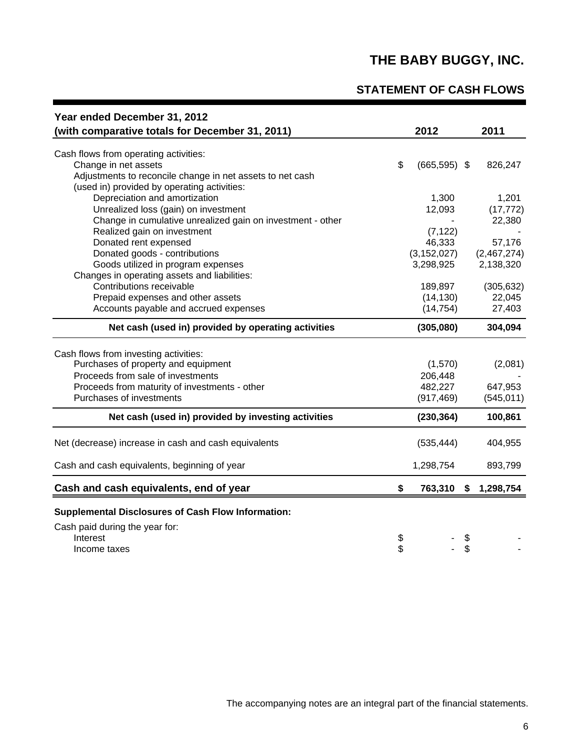# THE BABY BUGGY, INC.

## STATEMENT OF CASH FLOWS

| Year ended December 31, 2012 (with comparative totals for December 31, 2011) | 2012 | 2011 |
|---|---|---|
| Cash flows from operating activities: | | |
| Change in net assets | $ (665,595) | $ 826,247 |
| Adjustments to reconcile change in net assets to net cash (used in) provided by operating activities: | | |
| Depreciation and amortization | 1,300 | 1,201 |
| Unrealized loss (gain) on investment | 12,093 | (17,772) |
| Change in cumulative unrealized gain on investment - other | - | 22,380 |
| Realized gain on investment | (7,122) | - |
| Donated rent expensed | 46,333 | 57,176 |
| Donated goods - contributions | (3,152,027) | (2,467,274) |
| Goods utilized in program expenses | 3,298,925 | 2,138,320 |
| Changes in operating assets and liabilities: | | |
| Contributions receivable | 189,897 | (305,632) |
| Prepaid expenses and other assets | (14,130) | 22,045 |
| Accounts payable and accrued expenses | (14,754) | 27,403 |
| **Net cash (used in) provided by operating activities** | **(305,080)** | **304,094** |
| Cash flows from investing activities: | | |
| Purchases of property and equipment | (1,570) | (2,081) |
| Proceeds from sale of investments | 206,448 | - |
| Proceeds from maturity of investments - other | 482,227 | 647,953 |
| Purchases of investments | (917,469) | (545,011) |
| **Net cash (used in) provided by investing activities** | **(230,364)** | **100,861** |
| Net (decrease) increase in cash and cash equivalents | (535,444) | 404,955 |
| Cash and cash equivalents, beginning of year | 1,298,754 | 893,799 |
| **Cash and cash equivalents, end of year** | **$ 763,310** | **$ 1,298,754** |

**Supplemental Disclosures of Cash Flow Information:**

| Cash paid during the year for: | | |
|---|---|---|
| Interest | $ - | $ - |
| Income taxes | $ - | $ - |

The accompanying notes are an integral part of the financial statements.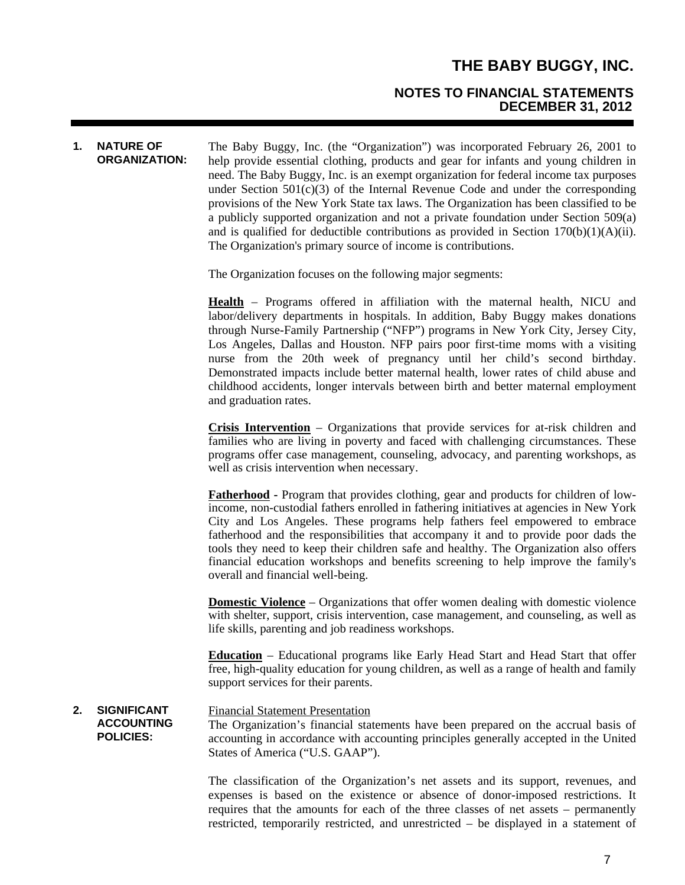# THE BABY BUGGY, INC.

## NOTES TO FINANCIAL STATEMENTS
## DECEMBER 31, 2012

### 1. NATURE OF ORGANIZATION:

The Baby Buggy, Inc. (the "Organization") was incorporated February 26, 2001 to help provide essential clothing, products and gear for infants and young children in need. The Baby Buggy, Inc. is an exempt organization for federal income tax purposes under Section 501(c)(3) of the Internal Revenue Code and under the corresponding provisions of the New York State tax laws. The Organization has been classified to be a publicly supported organization and not a private foundation under Section 509(a) and is qualified for deductible contributions as provided in Section 170(b)(1)(A)(ii). The Organization's primary source of income is contributions.

The Organization focuses on the following major segments:

**Health** – Programs offered in affiliation with the maternal health, NICU and labor/delivery departments in hospitals. In addition, Baby Buggy makes donations through Nurse-Family Partnership ("NFP") programs in New York City, Jersey City, Los Angeles, Dallas and Houston. NFP pairs poor first-time moms with a visiting nurse from the 20th week of pregnancy until her child's second birthday. Demonstrated impacts include better maternal health, lower rates of child abuse and childhood accidents, longer intervals between birth and better maternal employment and graduation rates.

**Crisis Intervention** – Organizations that provide services for at-risk children and families who are living in poverty and faced with challenging circumstances. These programs offer case management, counseling, advocacy, and parenting workshops, as well as crisis intervention when necessary.

**Fatherhood** - Program that provides clothing, gear and products for children of low-income, non-custodial fathers enrolled in fathering initiatives at agencies in New York City and Los Angeles. These programs help fathers feel empowered to embrace fatherhood and the responsibilities that accompany it and to provide poor dads the tools they need to keep their children safe and healthy. The Organization also offers financial education workshops and benefits screening to help improve the family's overall and financial well-being.

**Domestic Violence** – Organizations that offer women dealing with domestic violence with shelter, support, crisis intervention, case management, and counseling, as well as life skills, parenting and job readiness workshops.

**Education** – Educational programs like Early Head Start and Head Start that offer free, high-quality education for young children, as well as a range of health and family support services for their parents.

### 2. SIGNIFICANT ACCOUNTING POLICIES:

Financial Statement Presentation

The Organization's financial statements have been prepared on the accrual basis of accounting in accordance with accounting principles generally accepted in the United States of America ("U.S. GAAP").

The classification of the Organization's net assets and its support, revenues, and expenses is based on the existence or absence of donor-imposed restrictions. It requires that the amounts for each of the three classes of net assets – permanently restricted, temporarily restricted, and unrestricted – be displayed in a statement of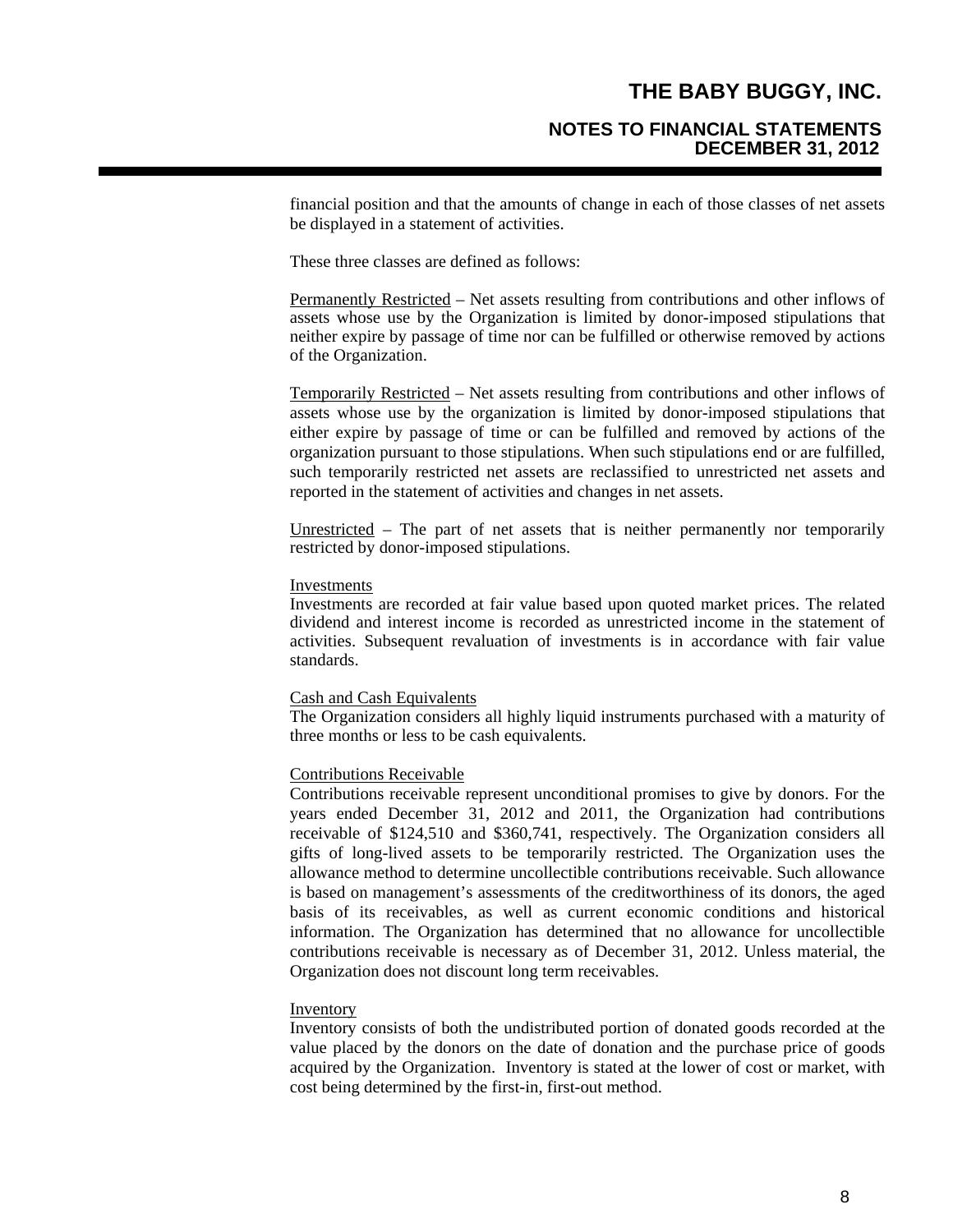financial position and that the amounts of change in each of those classes of net assets be displayed in a statement of activities.

These three classes are defined as follows:

Permanently Restricted – Net assets resulting from contributions and other inflows of assets whose use by the Organization is limited by donor-imposed stipulations that neither expire by passage of time nor can be fulfilled or otherwise removed by actions of the Organization.

Temporarily Restricted – Net assets resulting from contributions and other inflows of assets whose use by the organization is limited by donor-imposed stipulations that either expire by passage of time or can be fulfilled and removed by actions of the organization pursuant to those stipulations. When such stipulations end or are fulfilled, such temporarily restricted net assets are reclassified to unrestricted net assets and reported in the statement of activities and changes in net assets.

Unrestricted – The part of net assets that is neither permanently nor temporarily restricted by donor-imposed stipulations.

Investments

Investments are recorded at fair value based upon quoted market prices. The related dividend and interest income is recorded as unrestricted income in the statement of activities. Subsequent revaluation of investments is in accordance with fair value standards.

Cash and Cash Equivalents

The Organization considers all highly liquid instruments purchased with a maturity of three months or less to be cash equivalents.

Contributions Receivable

Contributions receivable represent unconditional promises to give by donors. For the years ended December 31, 2012 and 2011, the Organization had contributions receivable of $124,510 and $360,741, respectively. The Organization considers all gifts of long-lived assets to be temporarily restricted. The Organization uses the allowance method to determine uncollectible contributions receivable. Such allowance is based on management's assessments of the creditworthiness of its donors, the aged basis of its receivables, as well as current economic conditions and historical information. The Organization has determined that no allowance for uncollectible contributions receivable is necessary as of December 31, 2012. Unless material, the Organization does not discount long term receivables.

Inventory

Inventory consists of both the undistributed portion of donated goods recorded at the value placed by the donors on the date of donation and the purchase price of goods acquired by the Organization. Inventory is stated at the lower of cost or market, with cost being determined by the first-in, first-out method.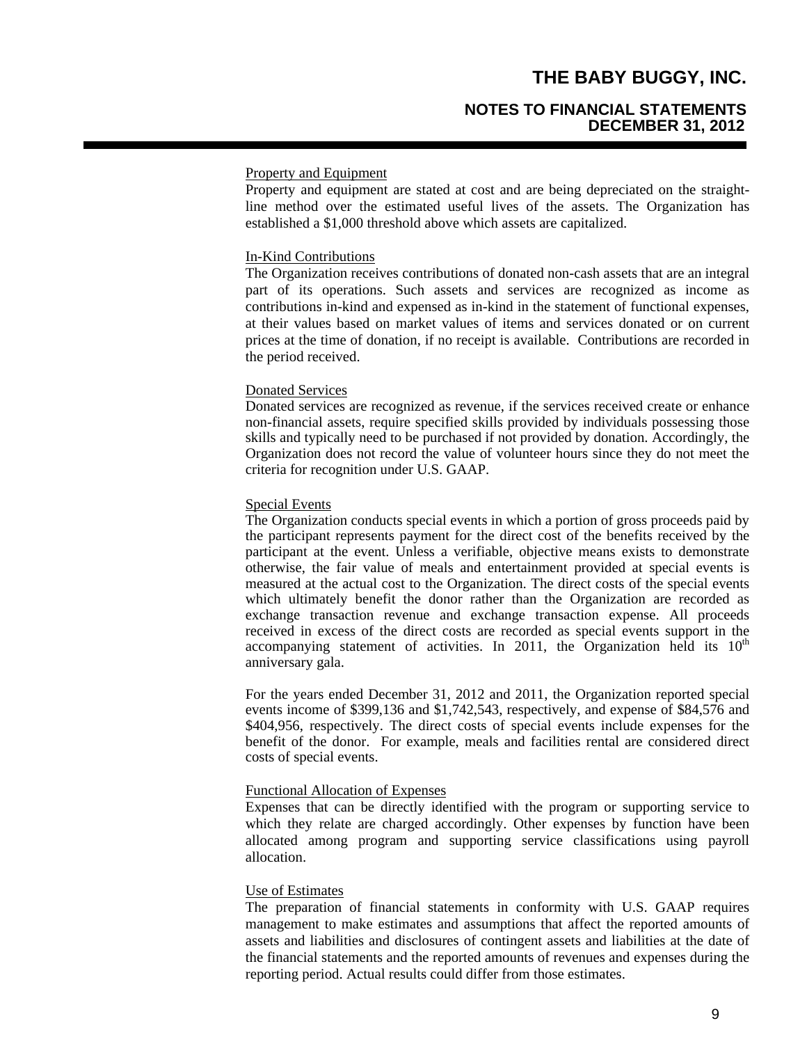#### Property and Equipment

Property and equipment are stated at cost and are being depreciated on the straight-line method over the estimated useful lives of the assets. The Organization has established a $1,000 threshold above which assets are capitalized.

#### In-Kind Contributions

The Organization receives contributions of donated non-cash assets that are an integral part of its operations. Such assets and services are recognized as income as contributions in-kind and expensed as in-kind in the statement of functional expenses, at their values based on market values of items and services donated or on current prices at the time of donation, if no receipt is available. Contributions are recorded in the period received.

#### Donated Services

Donated services are recognized as revenue, if the services received create or enhance non-financial assets, require specified skills provided by individuals possessing those skills and typically need to be purchased if not provided by donation. Accordingly, the Organization does not record the value of volunteer hours since they do not meet the criteria for recognition under U.S. GAAP.

#### Special Events

The Organization conducts special events in which a portion of gross proceeds paid by the participant represents payment for the direct cost of the benefits received by the participant at the event. Unless a verifiable, objective means exists to demonstrate otherwise, the fair value of meals and entertainment provided at special events is measured at the actual cost to the Organization. The direct costs of the special events which ultimately benefit the donor rather than the Organization are recorded as exchange transaction revenue and exchange transaction expense. All proceeds received in excess of the direct costs are recorded as special events support in the accompanying statement of activities. In 2011, the Organization held its 10th anniversary gala.

For the years ended December 31, 2012 and 2011, the Organization reported special events income of $399,136 and $1,742,543, respectively, and expense of $84,576 and $404,956, respectively. The direct costs of special events include expenses for the benefit of the donor. For example, meals and facilities rental are considered direct costs of special events.

#### Functional Allocation of Expenses

Expenses that can be directly identified with the program or supporting service to which they relate are charged accordingly. Other expenses by function have been allocated among program and supporting service classifications using payroll allocation.

#### Use of Estimates

The preparation of financial statements in conformity with U.S. GAAP requires management to make estimates and assumptions that affect the reported amounts of assets and liabilities and disclosures of contingent assets and liabilities at the date of the financial statements and the reported amounts of revenues and expenses during the reporting period. Actual results could differ from those estimates.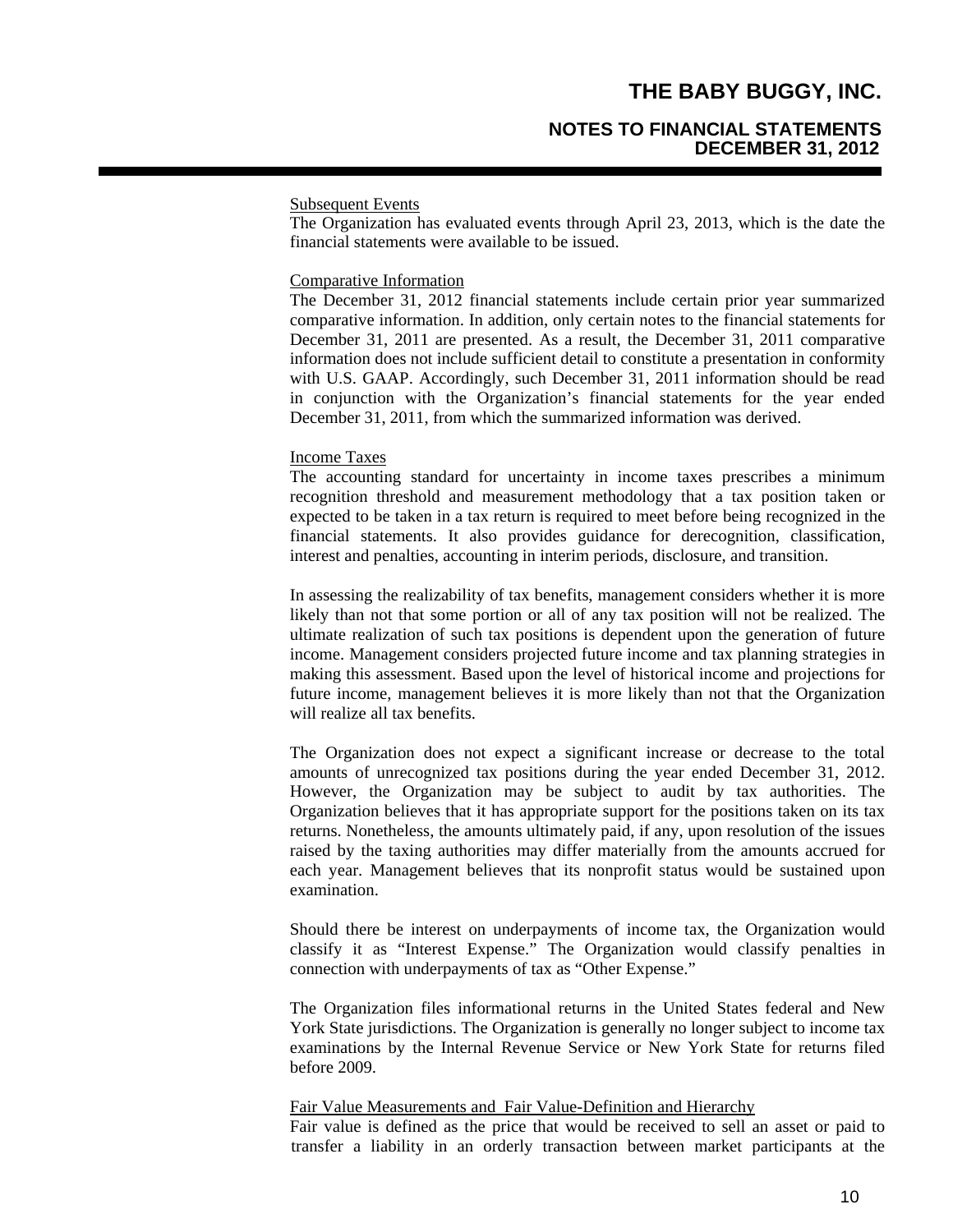Subsequent Events

The Organization has evaluated events through April 23, 2013, which is the date the financial statements were available to be issued.

Comparative Information

The December 31, 2012 financial statements include certain prior year summarized comparative information. In addition, only certain notes to the financial statements for December 31, 2011 are presented. As a result, the December 31, 2011 comparative information does not include sufficient detail to constitute a presentation in conformity with U.S. GAAP. Accordingly, such December 31, 2011 information should be read in conjunction with the Organization's financial statements for the year ended December 31, 2011, from which the summarized information was derived.

Income Taxes

The accounting standard for uncertainty in income taxes prescribes a minimum recognition threshold and measurement methodology that a tax position taken or expected to be taken in a tax return is required to meet before being recognized in the financial statements. It also provides guidance for derecognition, classification, interest and penalties, accounting in interim periods, disclosure, and transition.

In assessing the realizability of tax benefits, management considers whether it is more likely than not that some portion or all of any tax position will not be realized. The ultimate realization of such tax positions is dependent upon the generation of future income. Management considers projected future income and tax planning strategies in making this assessment. Based upon the level of historical income and projections for future income, management believes it is more likely than not that the Organization will realize all tax benefits.

The Organization does not expect a significant increase or decrease to the total amounts of unrecognized tax positions during the year ended December 31, 2012. However, the Organization may be subject to audit by tax authorities. The Organization believes that it has appropriate support for the positions taken on its tax returns. Nonetheless, the amounts ultimately paid, if any, upon resolution of the issues raised by the taxing authorities may differ materially from the amounts accrued for each year. Management believes that its nonprofit status would be sustained upon examination.

Should there be interest on underpayments of income tax, the Organization would classify it as "Interest Expense." The Organization would classify penalties in connection with underpayments of tax as "Other Expense."

The Organization files informational returns in the United States federal and New York State jurisdictions. The Organization is generally no longer subject to income tax examinations by the Internal Revenue Service or New York State for returns filed before 2009.

Fair Value Measurements and Fair Value-Definition and Hierarchy

Fair value is defined as the price that would be received to sell an asset or paid to transfer a liability in an orderly transaction between market participants at the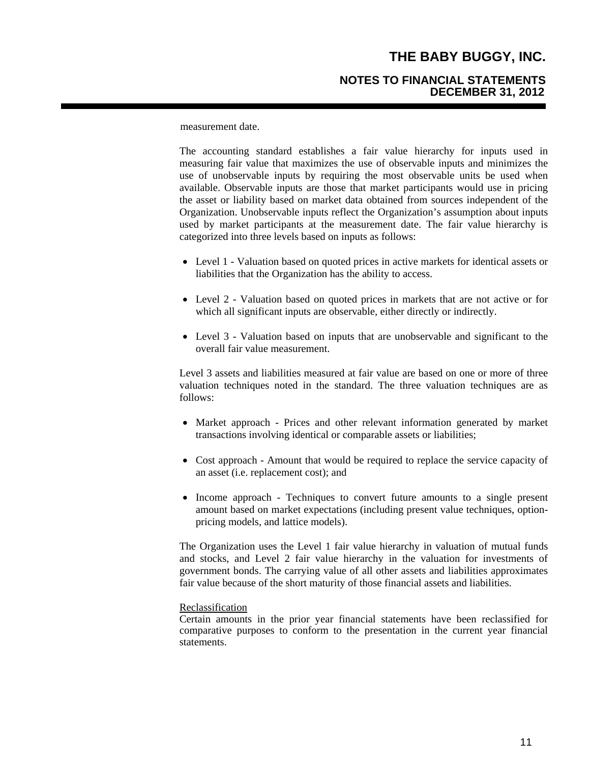measurement date.

The accounting standard establishes a fair value hierarchy for inputs used in measuring fair value that maximizes the use of observable inputs and minimizes the use of unobservable inputs by requiring the most observable units be used when available. Observable inputs are those that market participants would use in pricing the asset or liability based on market data obtained from sources independent of the Organization. Unobservable inputs reflect the Organization's assumption about inputs used by market participants at the measurement date. The fair value hierarchy is categorized into three levels based on inputs as follows:

- Level 1 - Valuation based on quoted prices in active markets for identical assets or liabilities that the Organization has the ability to access.
- Level 2 - Valuation based on quoted prices in markets that are not active or for which all significant inputs are observable, either directly or indirectly.
- Level 3 - Valuation based on inputs that are unobservable and significant to the overall fair value measurement.

Level 3 assets and liabilities measured at fair value are based on one or more of three valuation techniques noted in the standard. The three valuation techniques are as follows:

- Market approach - Prices and other relevant information generated by market transactions involving identical or comparable assets or liabilities;
- Cost approach - Amount that would be required to replace the service capacity of an asset (i.e. replacement cost); and
- Income approach - Techniques to convert future amounts to a single present amount based on market expectations (including present value techniques, option-pricing models, and lattice models).

The Organization uses the Level 1 fair value hierarchy in valuation of mutual funds and stocks, and Level 2 fair value hierarchy in the valuation for investments of government bonds. The carrying value of all other assets and liabilities approximates fair value because of the short maturity of those financial assets and liabilities.

Reclassification

Certain amounts in the prior year financial statements have been reclassified for comparative purposes to conform to the presentation in the current year financial statements.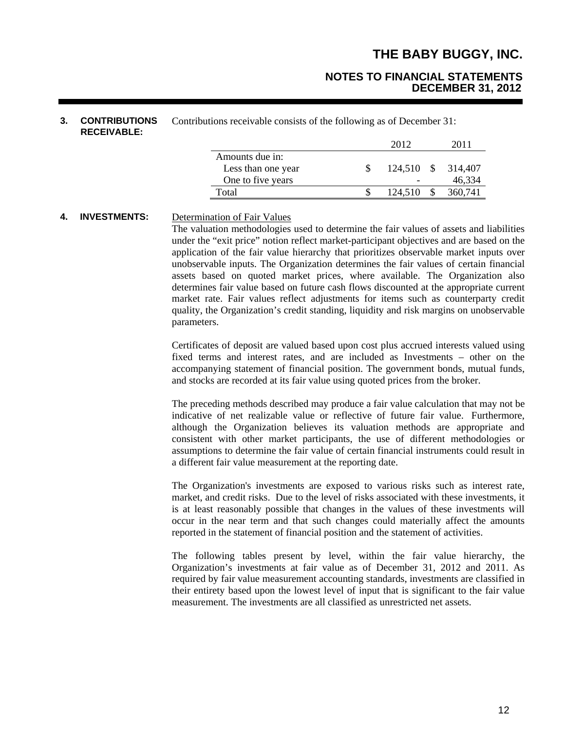## 3. CONTRIBUTIONS RECEIVABLE:

Contributions receivable consists of the following as of December 31:

| | 2012 | 2011 |
|---|---|---|
| Amounts due in: | | |
| Less than one year | $ 124,510 | $ 314,407 |
| One to five years | - | 46,334 |
| Total | $ 124,510 | $ 360,741 |

## 4. INVESTMENTS:

Determination of Fair Values

The valuation methodologies used to determine the fair values of assets and liabilities under the "exit price" notion reflect market-participant objectives and are based on the application of the fair value hierarchy that prioritizes observable market inputs over unobservable inputs. The Organization determines the fair values of certain financial assets based on quoted market prices, where available. The Organization also determines fair value based on future cash flows discounted at the appropriate current market rate. Fair values reflect adjustments for items such as counterparty credit quality, the Organization's credit standing, liquidity and risk margins on unobservable parameters.

Certificates of deposit are valued based upon cost plus accrued interests valued using fixed terms and interest rates, and are included as Investments – other on the accompanying statement of financial position. The government bonds, mutual funds, and stocks are recorded at its fair value using quoted prices from the broker.

The preceding methods described may produce a fair value calculation that may not be indicative of net realizable value or reflective of future fair value. Furthermore, although the Organization believes its valuation methods are appropriate and consistent with other market participants, the use of different methodologies or assumptions to determine the fair value of certain financial instruments could result in a different fair value measurement at the reporting date.

The Organization's investments are exposed to various risks such as interest rate, market, and credit risks. Due to the level of risks associated with these investments, it is at least reasonably possible that changes in the values of these investments will occur in the near term and that such changes could materially affect the amounts reported in the statement of financial position and the statement of activities.

The following tables present by level, within the fair value hierarchy, the Organization's investments at fair value as of December 31, 2012 and 2011. As required by fair value measurement accounting standards, investments are classified in their entirety based upon the lowest level of input that is significant to the fair value measurement. The investments are all classified as unrestricted net assets.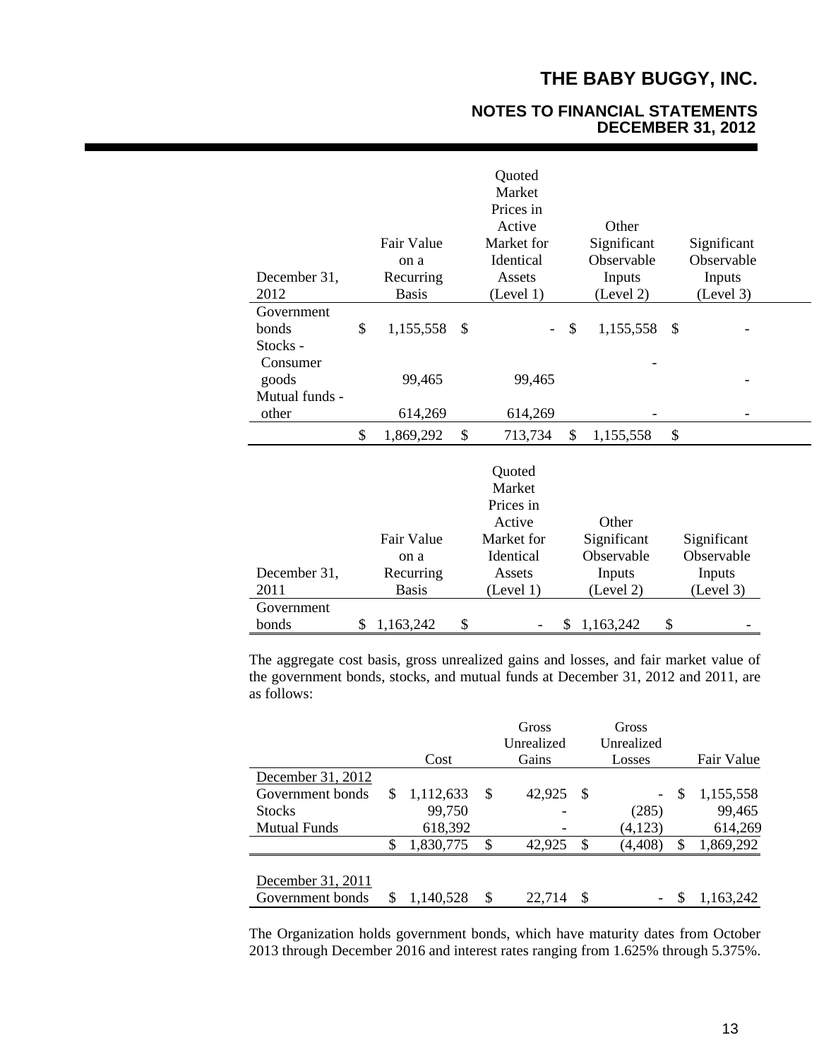| December 31, 2012 | Fair Value on a Recurring Basis | Quoted Market Prices in Active Market for Identical Assets (Level 1) | Other Significant Observable Inputs (Level 2) | Significant Observable Inputs (Level 3) |
|---|---|---|---|---|
| Government bonds | $ 1,155,558 | $ - | $ 1,155,558 | $ - |
| Stocks - Consumer goods | 99,465 | 99,465 | - | - |
| Mutual funds - other | 614,269 | 614,269 | - | - |
| | $ 1,869,292 | $ 713,734 | $ 1,155,558 | $ |

| December 31, 2011 | Fair Value on a Recurring Basis | Quoted Market Prices in Active Market for Identical Assets (Level 1) | Other Significant Observable Inputs (Level 2) | Significant Observable Inputs (Level 3) |
|---|---|---|---|---|
| Government bonds | $ 1,163,242 | $ - | $ 1,163,242 | $ - |

The aggregate cost basis, gross unrealized gains and losses, and fair market value of the government bonds, stocks, and mutual funds at December 31, 2012 and 2011, are as follows:

| | Cost | Gross Unrealized Gains | Gross Unrealized Losses | Fair Value |
|---|---|---|---|---|
| December 31, 2012 | | | | |
| Government bonds | $ 1,112,633 | $ 42,925 | $ - | $ 1,155,558 |
| Stocks | 99,750 | - | (285) | 99,465 |
| Mutual Funds | 618,392 | - | (4,123) | 614,269 |
| | $ 1,830,775 | $ 42,925 | $ (4,408) | $ 1,869,292 |
| December 31, 2011 | | | | |
| Government bonds | $ 1,140,528 | $ 22,714 | $ - | $ 1,163,242 |

The Organization holds government bonds, which have maturity dates from October 2013 through December 2016 and interest rates ranging from 1.625% through 5.375%.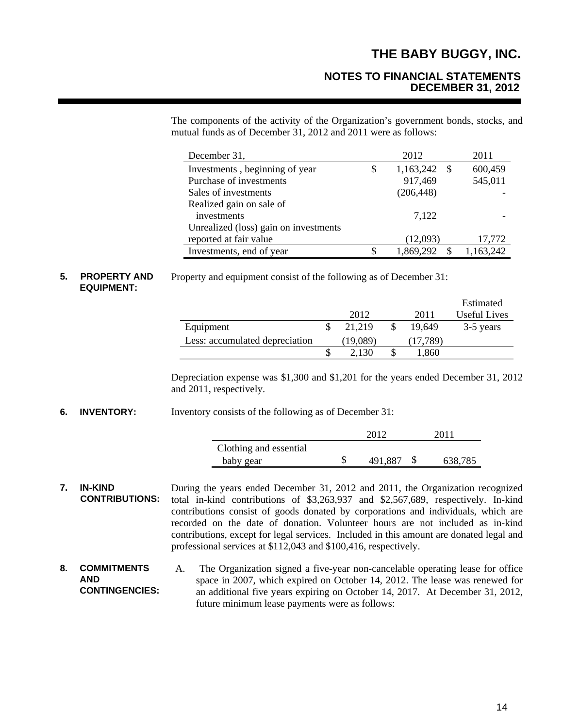The components of the activity of the Organization's government bonds, stocks, and mutual funds as of December 31, 2012 and 2011 were as follows:

| December 31, | 2012 | 2011 |
|---|---|---|
| Investments , beginning of year | $ 1,163,242 | $ 600,459 |
| Purchase of investments | 917,469 | 545,011 |
| Sales of investments | (206,448) | - |
| Realized gain on sale of investments | 7,122 | - |
| Unrealized (loss) gain on investments reported at fair value | (12,093) | 17,772 |
| Investments, end of year | $ 1,869,292 | $ 1,163,242 |

## 5. PROPERTY AND EQUIPMENT:

Property and equipment consist of the following as of December 31:

| | 2012 | 2011 | Estimated Useful Lives |
|---|---|---|---|
| Equipment | $ 21,219 | $ 19,649 | 3-5 years |
| Less: accumulated depreciation | (19,089) | (17,789) | |
| | $ 2,130 | $ 1,860 | |

Depreciation expense was $1,300 and $1,201 for the years ended December 31, 2012 and 2011, respectively.

## 6. INVENTORY:

Inventory consists of the following as of December 31:

| | 2012 | 2011 |
|---|---|---|
| Clothing and essential baby gear | $ 491,887 | $ 638,785 |

## 7. IN-KIND CONTRIBUTIONS:

During the years ended December 31, 2012 and 2011, the Organization recognized total in-kind contributions of $3,263,937 and $2,567,689, respectively. In-kind contributions consist of goods donated by corporations and individuals, which are recorded on the date of donation. Volunteer hours are not included as in-kind contributions, except for legal services. Included in this amount are donated legal and professional services at $112,043 and $100,416, respectively.

## 8. COMMITMENTS AND CONTINGENCIES:

A. The Organization signed a five-year non-cancelable operating lease for office space in 2007, which expired on October 14, 2012. The lease was renewed for an additional five years expiring on October 14, 2017. At December 31, 2012, future minimum lease payments were as follows: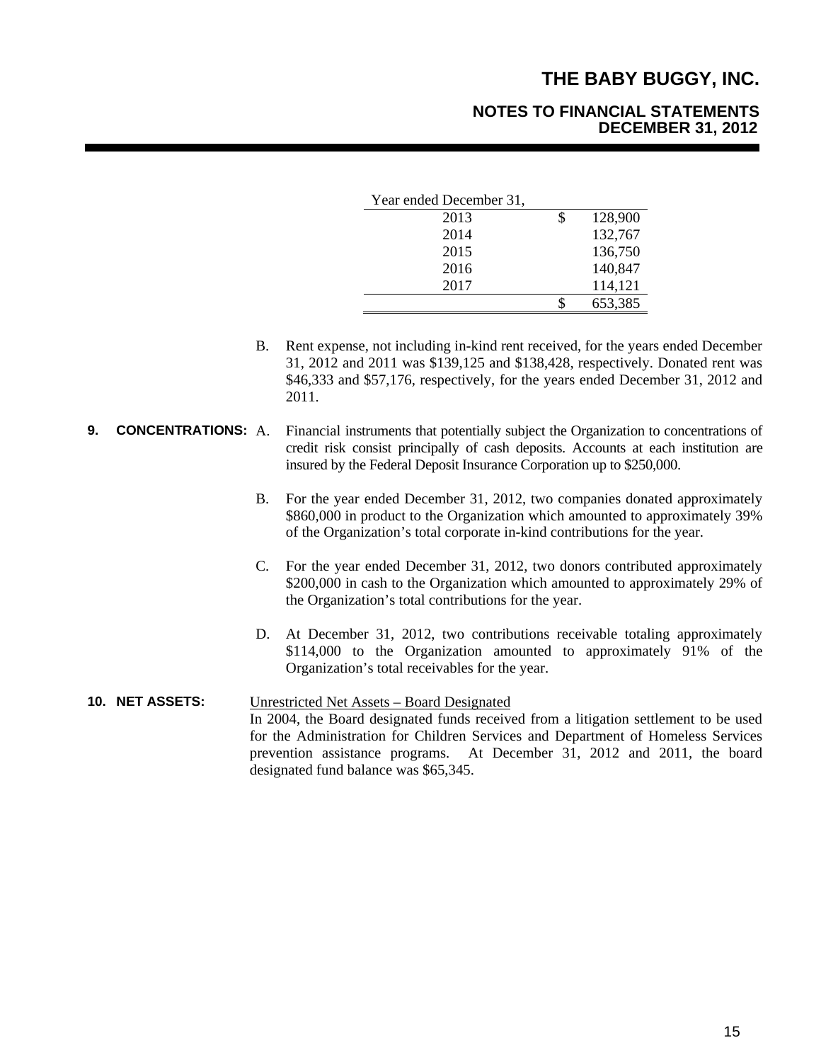| Year ended December 31, | |
|---|---|
| 2013 | $ 128,900 |
| 2014 | 132,767 |
| 2015 | 136,750 |
| 2016 | 140,847 |
| 2017 | 114,121 |
| | $ 653,385 |

B. Rent expense, not including in-kind rent received, for the years ended December 31, 2012 and 2011 was $139,125 and $138,428, respectively. Donated rent was $46,333 and $57,176, respectively, for the years ended December 31, 2012 and 2011.

**9. CONCENTRATIONS:**

A. Financial instruments that potentially subject the Organization to concentrations of credit risk consist principally of cash deposits. Accounts at each institution are insured by the Federal Deposit Insurance Corporation up to $250,000.

B. For the year ended December 31, 2012, two companies donated approximately $860,000 in product to the Organization which amounted to approximately 39% of the Organization's total corporate in-kind contributions for the year.

C. For the year ended December 31, 2012, two donors contributed approximately $200,000 in cash to the Organization which amounted to approximately 29% of the Organization's total contributions for the year.

D. At December 31, 2012, two contributions receivable totaling approximately $114,000 to the Organization amounted to approximately 91% of the Organization's total receivables for the year.

**10. NET ASSETS:**

Unrestricted Net Assets – Board Designated

In 2004, the Board designated funds received from a litigation settlement to be used for the Administration for Children Services and Department of Homeless Services prevention assistance programs. At December 31, 2012 and 2011, the board designated fund balance was $65,345.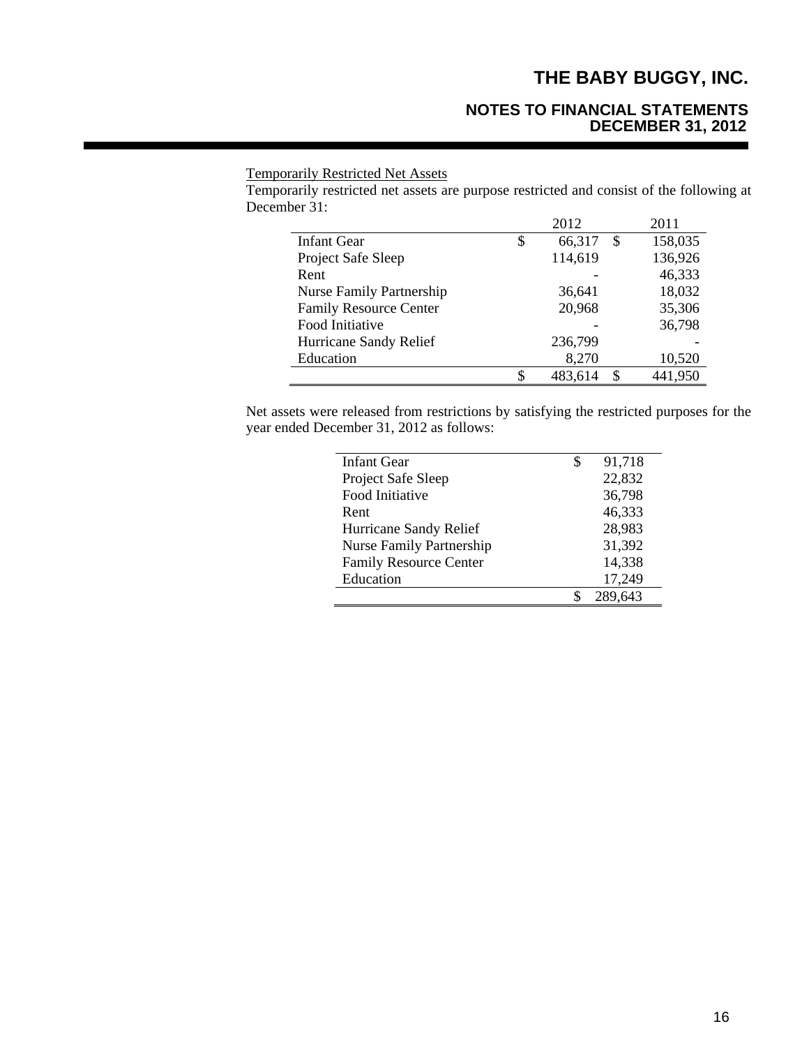Temporarily Restricted Net Assets

Temporarily restricted net assets are purpose restricted and consist of the following at December 31:

| | 2012 | 2011 |
|---|---|---|
| Infant Gear | $ 66,317 | $ 158,035 |
| Project Safe Sleep | 114,619 | 136,926 |
| Rent | - | 46,333 |
| Nurse Family Partnership | 36,641 | 18,032 |
| Family Resource Center | 20,968 | 35,306 |
| Food Initiative | - | 36,798 |
| Hurricane Sandy Relief | 236,799 | - |
| Education | 8,270 | 10,520 |
| | $ 483,614 | $ 441,950 |

Net assets were released from restrictions by satisfying the restricted purposes for the year ended December 31, 2012 as follows:

| | |
|---|---|
| Infant Gear | $ 91,718 |
| Project Safe Sleep | 22,832 |
| Food Initiative | 36,798 |
| Rent | 46,333 |
| Hurricane Sandy Relief | 28,983 |
| Nurse Family Partnership | 31,392 |
| Family Resource Center | 14,338 |
| Education | 17,249 |
| | $ 289,643 |